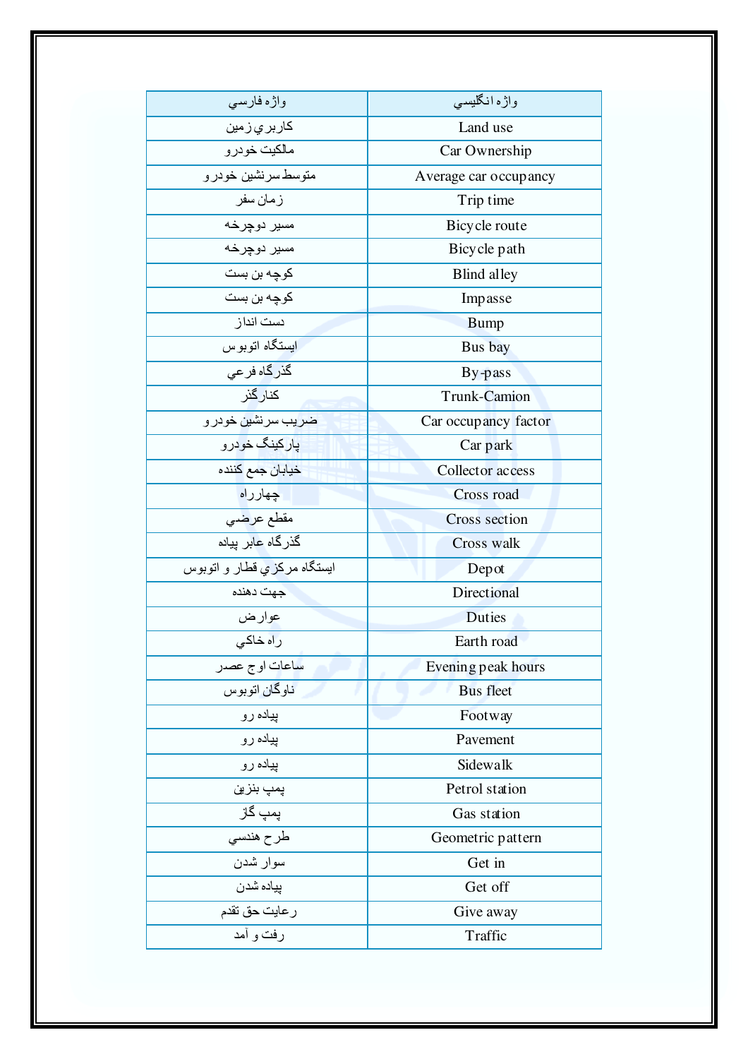| واژه فارسي | واژه انگليسي |
| --- | --- |
| كاربري زمين | Land use |
| مالكيت خودرو | Car Ownership |
| متوسط سرنشين خودرو | Average car occupancy |
| زمان سفر | Trip time |
| مسير دوچرخه | Bicycle route |
| مسير دوچرخه | Bicycle path |
| كوچه بن بست | Blind alley |
| كوچه بن بست | Impasse |
| دست انداز | Bump |
| ايستگاه اتوبوس | Bus bay |
| گذرگاه فرعي | By-pass |
| كنارگذر | Trunk-Camion |
| ضريب سرنشين خودرو | Car occupancy factor |
| پاركينگ خودرو | Car park |
| خيابان جمع كننده | Collector access |
| چهارراه | Cross road |
| مقطع عرضي | Cross section |
| گذرگاه عابر پياده | Cross walk |
| ايستگاه مركزي قطار و اتوبوس | Depot |
| جهت دهنده | Directional |
| عوارض | Duties |
| راه خاكي | Earth road |
| ساعات اوج عصر | Evening peak hours |
| ناوگان اتوبوس | Bus fleet |
| پياده رو | Footway |
| پياده رو | Pavement |
| پياده رو | Sidewalk |
| پمپ بنزين | Petrol station |
| پمپ گاز | Gas station |
| طرح هندسي | Geometric pattern |
| سوار شدن | Get in |
| پياده شدن | Get off |
| رعايت حق تقدم | Give away |
| رفت و آمد | Traffic |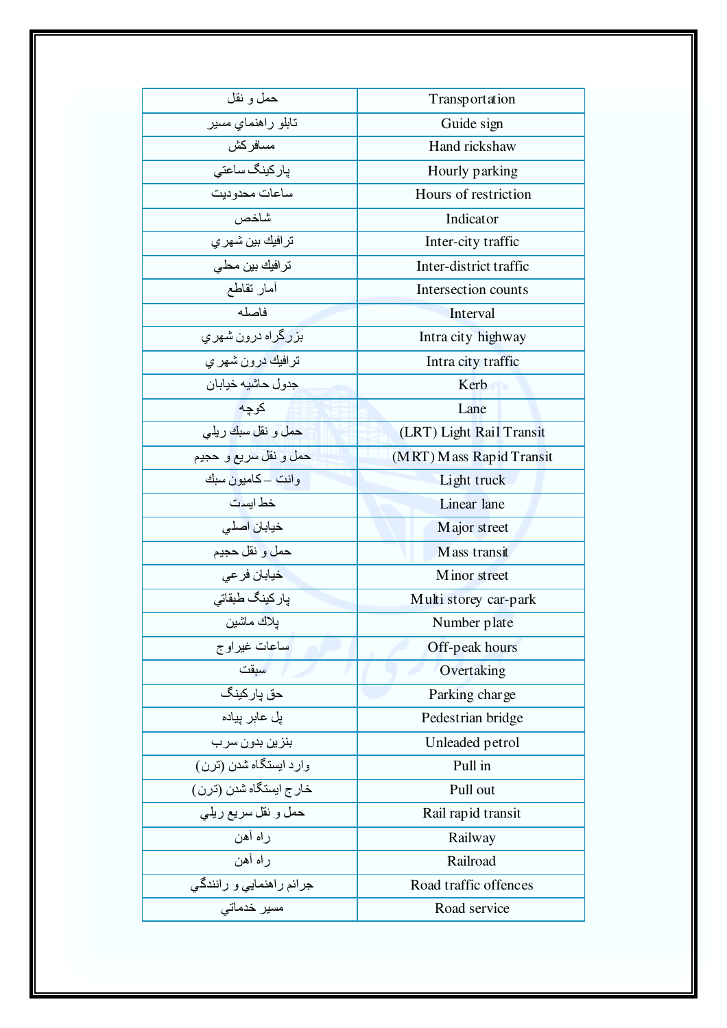| حمل و نقل | Transportation |
| --- | --- |
| تابلو راهنماي مسير | Guide sign |
| مسافركش | Hand rickshaw |
| پاركينگ ساعتي | Hourly parking |
| ساعات محدوديت | Hours of restriction |
| شاخص | Indicator |
| ترافيك بين شهري | Inter-city traffic |
| ترافيك بين محلي | Inter-district traffic |
| آمار تقاطع | Intersection counts |
| فاصله | Interval |
| بزرگراه درون شهري | Intra city highway |
| ترافيك درون شهر ي | Intra city traffic |
| جدول حاشيه خيابان | Kerb |
| كوچه | Lane |
| حمل و نقل سبك ريلي | (LRT) Light Rail Transit |
| حمل و نقل سريع و حجيم | (MRT) Mass Rapid Transit |
| وانت – كاميون سبك | Light truck |
| خط ايست | Linear lane |
| خيابان اصلي | Major street |
| حمل و نقل حجيم | Mass transit |
| خيابان فرعي | Minor street |
| پاركينگ طبقاتي | Multi storey car-park |
| پلاك ماشين | Number plate |
| ساعات غيراوج | Off-peak hours |
| سبقت | Overtaking |
| حق پاركينگ | Parking charge |
| پل عابر پياده | Pedestrian bridge |
| بنزين بدون سرب | Unleaded petrol |
| وارد ايستگاه شدن (ترن) | Pull in |
| خارج ايستگاه شدن (ترن) | Pull out |
| حمل و نقل سريع ريلي | Rail rapid transit |
| راه آهن | Railway |
| راه آهن | Railroad |
| جرائم راهنمايي و رانندگي | Road traffic offences |
| مسير خدماتي | Road service |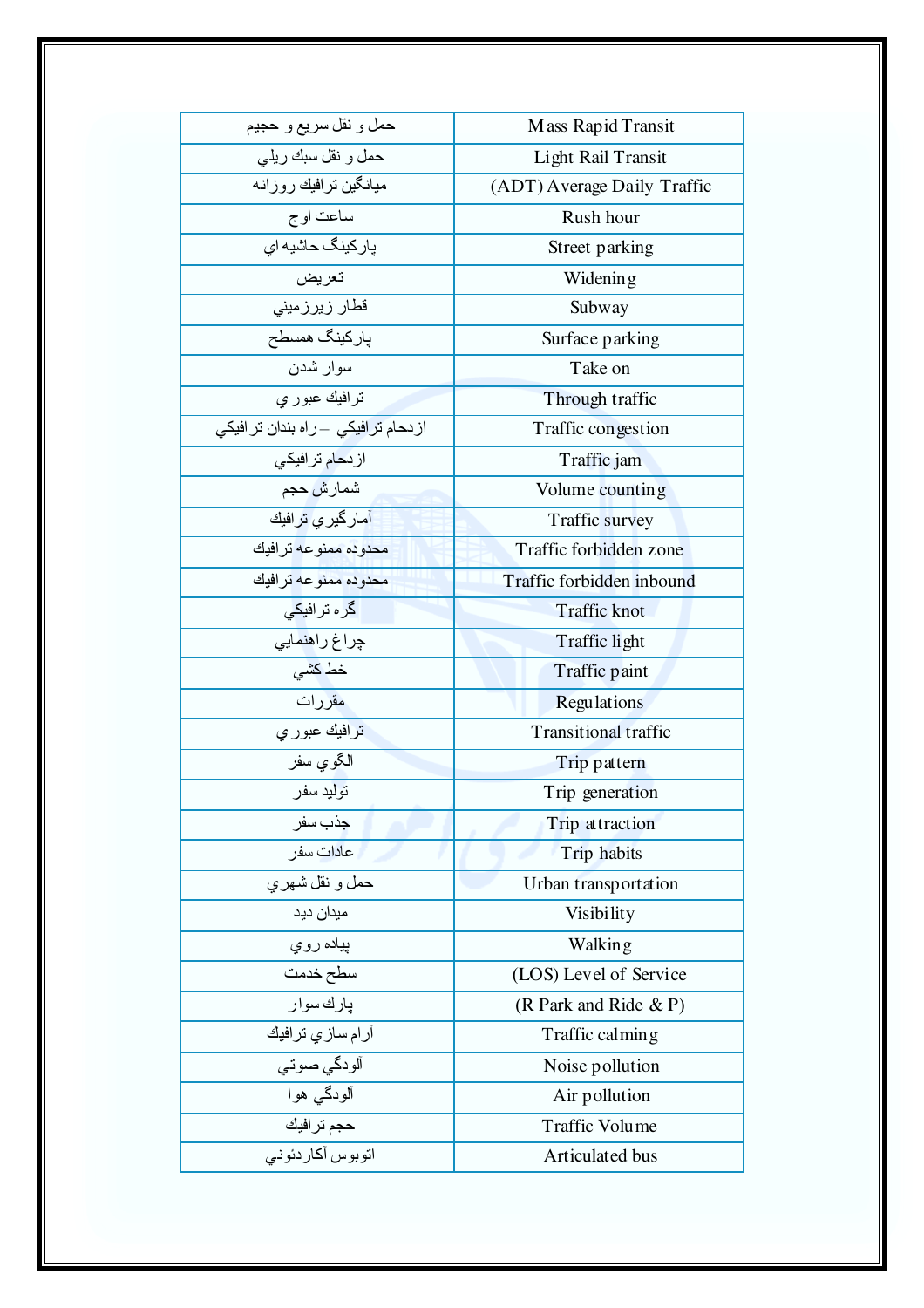| | |
|---|---|
| حمل و نقل سريع و حجيم | Mass Rapid Transit |
| حمل و نقل سبك ريلي | Light Rail Transit |
| ميانگين ترافيك روزانه | (ADT) Average Daily Traffic |
| ساعت اوج | Rush hour |
| پاركينگ حاشيه اي | Street parking |
| تعريض | Widening |
| قطار زيرزميني | Subway |
| پاركينگ همسطح | Surface parking |
| سوار شدن | Take on |
| ترافيك عبوري | Through traffic |
| ازدحام ترافيكي – راه بندان ترافيكي | Traffic congestion |
| ازدحام ترافيكي | Traffic jam |
| شمارش حجم | Volume counting |
| آمارگيري ترافيك | Traffic survey |
| محدوده ممنوعه ترافيك | Traffic forbidden zone |
| محدوده ممنوعه ترافيك | Traffic forbidden inbound |
| گره ترافيكي | Traffic knot |
| چراغ راهنمايي | Traffic light |
| خط كشي | Traffic paint |
| مقررات | Regulations |
| ترافيك عبوري | Transitional traffic |
| الگوي سفر | Trip pattern |
| توليد سفر | Trip generation |
| جذب سفر | Trip attraction |
| عادات سفر | Trip habits |
| حمل و نقل شهري | Urban transportation |
| ميدان ديد | Visibility |
| پياده روي | Walking |
| سطح خدمت | (LOS) Level of Service |
| پارك سوار | (R Park and Ride & P) |
| آرام سازي ترافيك | Traffic calming |
| آلودگي صوتي | Noise pollution |
| آلودگي هوا | Air pollution |
| حجم ترافيك | Traffic Volume |
| اتوبوس آكاردئوني | Articulated bus |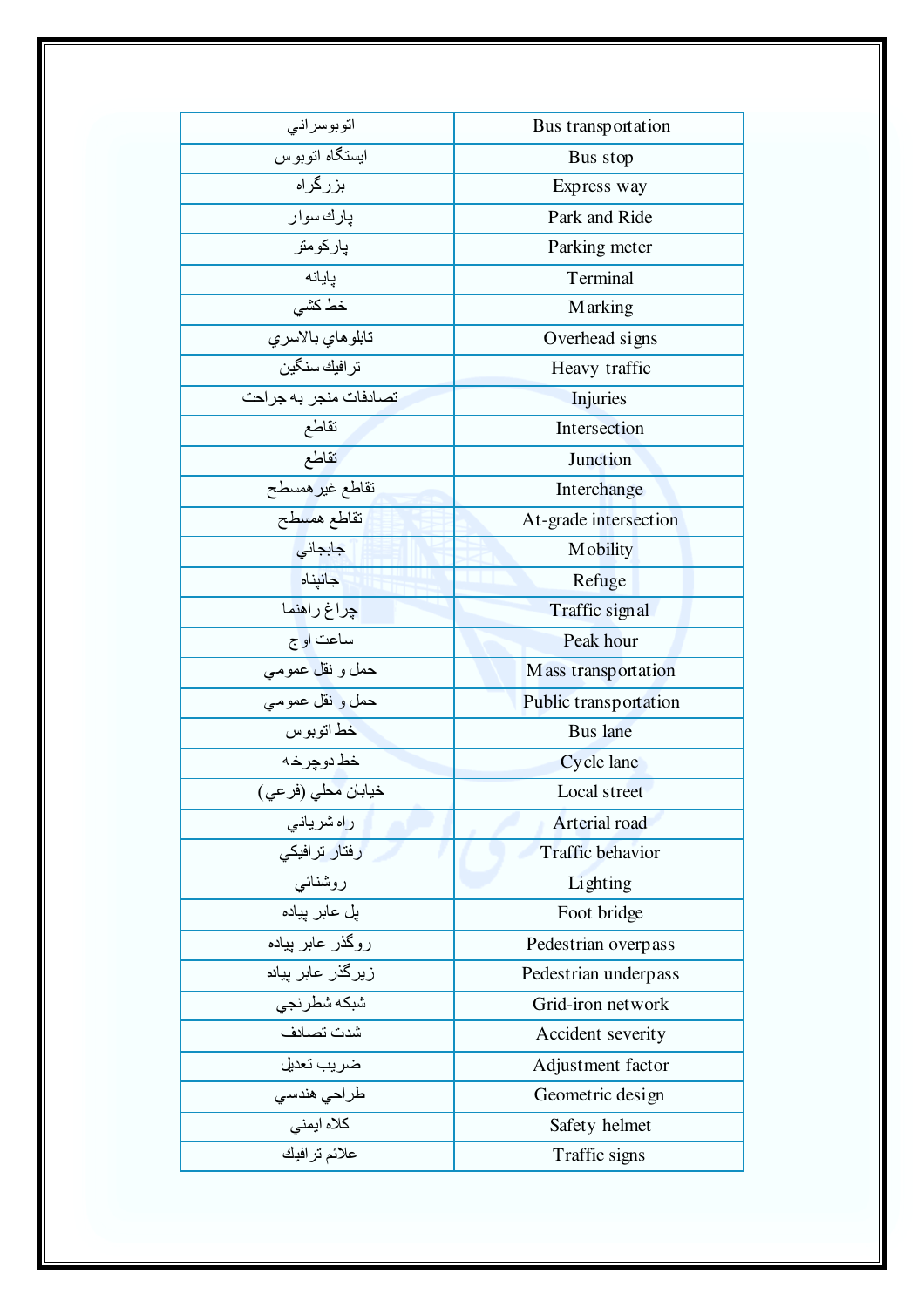| | |
|---|---|
| اتوبوسراني | Bus transportation |
| ايستگاه اتوبوس | Bus stop |
| بزرگراه | Express way |
| پارك سوار | Park and Ride |
| پاركومتر | Parking meter |
| پايانه | Terminal |
| خط كشي | Marking |
| تابلوهاي بالاسري | Overhead signs |
| ترافيك سنگين | Heavy traffic |
| تصادفات منجر به جراحت | Injuries |
| تقاطع | Intersection |
| تقاطع | Junction |
| تقاطع غيرهمسطح | Interchange |
| تقاطع همسطح | At-grade intersection |
| جابجائي | Mobility |
| جانپناه | Refuge |
| چراغ راهنما | Traffic signal |
| ساعت اوج | Peak hour |
| حمل و نقل عمومي | Mass transportation |
| حمل و نقل عمومي | Public transportation |
| خط اتوبوس | Bus lane |
| خط دوچرخه | Cycle lane |
| خيابان محلي (فرعي) | Local street |
| راه شرياني | Arterial road |
| رفتار ترافيكي | Traffic behavior |
| روشنائي | Lighting |
| پل عابر پياده | Foot bridge |
| روگذر عابر پياده | Pedestrian overpass |
| زيرگذر عابر پياده | Pedestrian underpass |
| شبكه شطرنجي | Grid-iron network |
| شدت تصادف | Accident severity |
| ضريب تعديل | Adjustment factor |
| طراحي هندسي | Geometric design |
| كلاه ايمني | Safety helmet |
| علائم ترافيك | Traffic signs |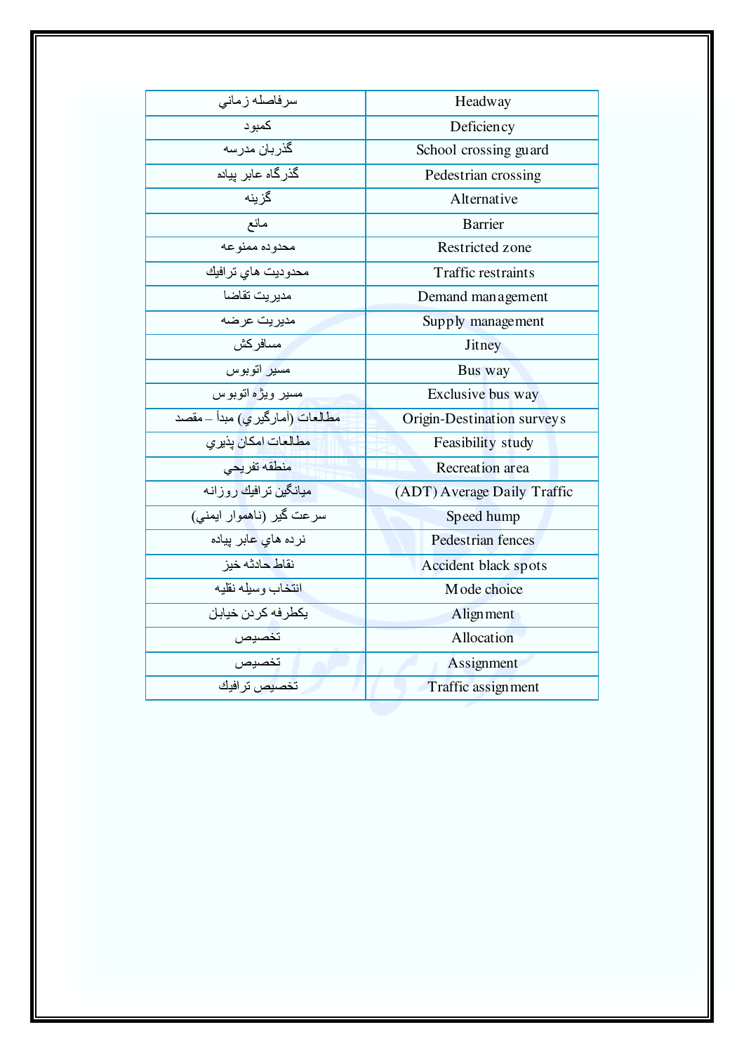| | |
|---|---|
| سرفاصله زماني | Headway |
| كمبود | Deficiency |
| گذربان مدرسه | School crossing guard |
| گذرگاه عابر پياده | Pedestrian crossing |
| گزينه | Alternative |
| مانع | Barrier |
| محدوده ممنوعه | Restricted zone |
| محدوديت هاي ترافيك | Traffic restraints |
| مديريت تقاضا | Demand management |
| مديريت عرضه | Supply management |
| مسافركش | Jitney |
| مسير اتوبوس | Bus way |
| مسير ويژه اتوبوس | Exclusive bus way |
| مطالعات (آمارگيري) مبدأ – مقصد | Origin-Destination surveys |
| مطالعات امكان پذيري | Feasibility study |
| منطقه تفريحي | Recreation area |
| ميانگين ترافيك روزانه | (ADT) Average Daily Traffic |
| سرعت گير (ناهموار ايمني) | Speed hump |
| نرده هاي عابر پياده | Pedestrian fences |
| نقاط حادثه خيز | Accident black spots |
| انتخاب وسيله نقليه | Mode choice |
| يكطرفه كردن خيابان | Alignment |
| تخصيص | Allocation |
| تخصيص | Assignment |
| تخصيص ترافيك | Traffic assignment |